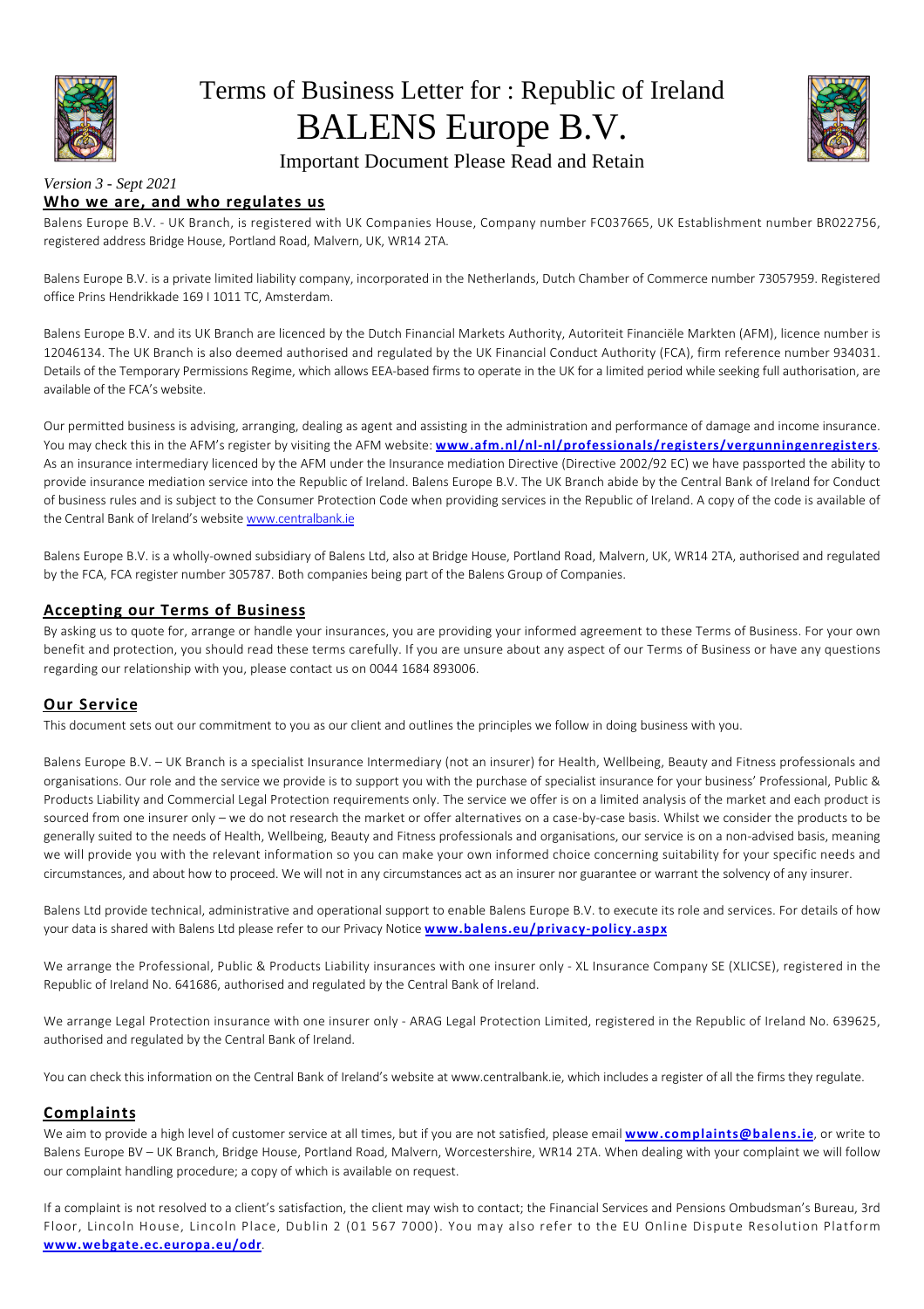# Terms of Business Letter for : Republic of Ireland

# BALENS Europe B.V.

Important Document Please Read and Retain

*Version 3 - Sept 2021*

## Who we are, and who regulates us

Balens Europe B.V. - UK Branch, is registered with UK Companies House, Company number FC037665, UK Establishment number BR022756, registered address Bridge House, Portland Road, Malvern, UK, WR14 2TA.

Balens Europe B.V. is a private limited liability company, incorporated in the Netherlands, Dutch Chamber of Commerce number 73057959. Registered office Prins Hendrikkade 169 I 1011 TC, Amsterdam.

Balens Europe B.V. and its UK Branch are licenced by the Dutch Financial Markets Authority, Autoriteit Financiële Markten (AFM), licence number is 12046134. The UK Branch is also deemed authorised and regulated by the UK Financial Conduct Authority (FCA), firm reference number 934031. Details of the Temporary Permissions Regime, which allows EEA-based firms to operate in the UK for a limited period while seeking full authorisation, are available of the FCA's website.

Our permitted business is advising, arranging, dealing as agent and assisting in the administration and performance of damage and income insurance. You may check this in the AFM's register by visiting the AFM website: **www.afm.nl/nl-nl/professionals/registers/vergunningenregisters**. As an insurance intermediary licenced by the AFM under the Insurance mediation Directive (Directive 2002/92 EC) we have passported the ability to provide insurance mediation service into the Republic of Ireland. Balens Europe B.V. The UK Branch abide by the Central Bank of Ireland for Conduct of business rules and is subject to the Consumer Protection Code when providing services in the Republic of Ireland. A copy of the code is available of the Central Bank of Ireland's website www.centralbank.ie

Balens Europe B.V. is a wholly-owned subsidiary of Balens Ltd, also at Bridge House, Portland Road, Malvern, UK, WR14 2TA, authorised and regulated by the FCA, FCA register number 305787. Both companies being part of the Balens Group of Companies.

## Accepting our Terms of Business

By asking us to quote for, arrange or handle your insurances, you are providing your informed agreement to these Terms of Business. For your own benefit and protection, you should read these terms carefully. If you are unsure about any aspect of our Terms of Business or have any questions regarding our relationship with you, please contact us on 0044 1684 893006.

## Our Service

This document sets out our commitment to you as our client and outlines the principles we follow in doing business with you.

Balens Europe B.V. – UK Branch is a specialist Insurance Intermediary (not an insurer) for Health, Wellbeing, Beauty and Fitness professionals and organisations. Our role and the service we provide is to support you with the purchase of specialist insurance for your business' Professional, Public & Products Liability and Commercial Legal Protection requirements only. The service we offer is on a limited analysis of the market and each product is sourced from one insurer only – we do not research the market or offer alternatives on a case-by-case basis. Whilst we consider the products to be generally suited to the needs of Health, Wellbeing, Beauty and Fitness professionals and organisations, our service is on a non-advised basis, meaning we will provide you with the relevant information so you can make your own informed choice concerning suitability for your specific needs and circumstances, and about how to proceed. We will not in any circumstances act as an insurer nor guarantee or warrant the solvency of any insurer.

Balens Ltd provide technical, administrative and operational support to enable Balens Europe B.V. to execute its role and services. For details of how your data is shared with Balens Ltd please refer to our Privacy Notice **www.balens.eu/privacy-policy.aspx**

We arrange the Professional, Public & Products Liability insurances with one insurer only - XL Insurance Company SE (XLICSE), registered in the Republic of Ireland No. 641686, authorised and regulated by the Central Bank of Ireland.

We arrange Legal Protection insurance with one insurer only - ARAG Legal Protection Limited, registered in the Republic of Ireland No. 639625, authorised and regulated by the Central Bank of Ireland.

You can check this information on the Central Bank of Ireland's website at www.centralbank.ie, which includes a register of all the firms they regulate.

## Complaints

We aim to provide a high level of customer service at all times, but if you are not satisfied, please email **www.complaints@balens.ie**, or write to Balens Europe BV – UK Branch, Bridge House, Portland Road, Malvern, Worcestershire, WR14 2TA. When dealing with your complaint we will follow our complaint handling procedure; a copy of which is available on request.

If a complaint is not resolved to a client's satisfaction, the client may wish to contact; the Financial Services and Pensions Ombudsman's Bureau, 3rd Floor, Lincoln House, Lincoln Place, Dublin 2 (01 567 7000). You may also refer to the EU Online Dispute Resolution Platform **www.webgate.ec.europa.eu/odr**.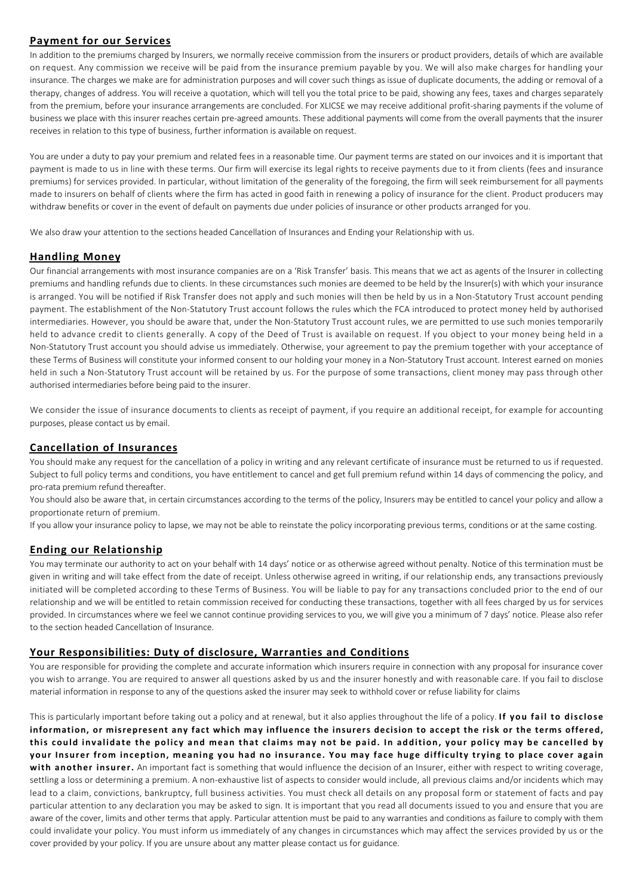## Payment for our Services

In addition to the premiums charged by Insurers, we normally receive commission from the insurers or product providers, details of which are available on request. Any commission we receive will be paid from the insurance premium payable by you. We will also make charges for handling your insurance. The charges we make are for administration purposes and will cover such things as issue of duplicate documents, the adding or removal of a therapy, changes of address. You will receive a quotation, which will tell you the total price to be paid, showing any fees, taxes and charges separately from the premium, before your insurance arrangements are concluded. For XLICSE we may receive additional profit-sharing payments if the volume of business we place with this insurer reaches certain pre-agreed amounts. These additional payments will come from the overall payments that the insurer receives in relation to this type of business, further information is available on request.

You are under a duty to pay your premium and related fees in a reasonable time. Our payment terms are stated on our invoices and it is important that payment is made to us in line with these terms. Our firm will exercise its legal rights to receive payments due to it from clients (fees and insurance premiums) for services provided. In particular, without limitation of the generality of the foregoing, the firm will seek reimbursement for all payments made to insurers on behalf of clients where the firm has acted in good faith in renewing a policy of insurance for the client. Product producers may withdraw benefits or cover in the event of default on payments due under policies of insurance or other products arranged for you.

We also draw your attention to the sections headed Cancellation of Insurances and Ending your Relationship with us.

## Handling Money

Our financial arrangements with most insurance companies are on a 'Risk Transfer' basis. This means that we act as agents of the Insurer in collecting premiums and handling refunds due to clients. In these circumstances such monies are deemed to be held by the Insurer(s) with which your insurance is arranged. You will be notified if Risk Transfer does not apply and such monies will then be held by us in a Non-Statutory Trust account pending payment. The establishment of the Non-Statutory Trust account follows the rules which the FCA introduced to protect money held by authorised intermediaries. However, you should be aware that, under the Non-Statutory Trust account rules, we are permitted to use such monies temporarily held to advance credit to clients generally. A copy of the Deed of Trust is available on request. If you object to your money being held in a Non-Statutory Trust account you should advise us immediately. Otherwise, your agreement to pay the premium together with your acceptance of these Terms of Business will constitute your informed consent to our holding your money in a Non-Statutory Trust account. Interest earned on monies held in such a Non-Statutory Trust account will be retained by us. For the purpose of some transactions, client money may pass through other authorised intermediaries before being paid to the insurer.

We consider the issue of insurance documents to clients as receipt of payment, if you require an additional receipt, for example for accounting purposes, please contact us by email.

## Cancellation of Insurances

You should make any request for the cancellation of a policy in writing and any relevant certificate of insurance must be returned to us if requested. Subject to full policy terms and conditions, you have entitlement to cancel and get full premium refund within 14 days of commencing the policy, and pro-rata premium refund thereafter.

You should also be aware that, in certain circumstances according to the terms of the policy, Insurers may be entitled to cancel your policy and allow a proportionate return of premium.

If you allow your insurance policy to lapse, we may not be able to reinstate the policy incorporating previous terms, conditions or at the same costing.

## Ending our Relationship

You may terminate our authority to act on your behalf with 14 days' notice or as otherwise agreed without penalty. Notice of this termination must be given in writing and will take effect from the date of receipt. Unless otherwise agreed in writing, if our relationship ends, any transactions previously initiated will be completed according to these Terms of Business. You will be liable to pay for any transactions concluded prior to the end of our relationship and we will be entitled to retain commission received for conducting these transactions, together with all fees charged by us for services provided. In circumstances where we feel we cannot continue providing services to you, we will give you a minimum of 7 days' notice. Please also refer to the section headed Cancellation of Insurance.

## Your Responsibilities: Duty of disclosure, Warranties and Conditions

You are responsible for providing the complete and accurate information which insurers require in connection with any proposal for insurance cover you wish to arrange. You are required to answer all questions asked by us and the insurer honestly and with reasonable care. If you fail to disclose material information in response to any of the questions asked the insurer may seek to withhold cover or refuse liability for claims

This is particularly important before taking out a policy and at renewal, but it also applies throughout the life of a policy. **If you fail to disclose information, or misrepresent any fact which may influence the insurers decision to accept the risk or the terms offered, this could invalidate the policy and mean that claims may not be paid. In addition, your policy may be cancelled by your Insurer from inception, meaning you had no insurance. You may face huge difficulty trying to place cover again with another insurer.** An important fact is something that would influence the decision of an Insurer, either with respect to writing coverage, settling a loss or determining a premium. A non-exhaustive list of aspects to consider would include, all previous claims and/or incidents which may lead to a claim, convictions, bankruptcy, full business activities. You must check all details on any proposal form or statement of facts and pay particular attention to any declaration you may be asked to sign. It is important that you read all documents issued to you and ensure that you are aware of the cover, limits and other terms that apply. Particular attention must be paid to any warranties and conditions as failure to comply with them could invalidate your policy. You must inform us immediately of any changes in circumstances which may affect the services provided by us or the cover provided by your policy. If you are unsure about any matter please contact us for guidance.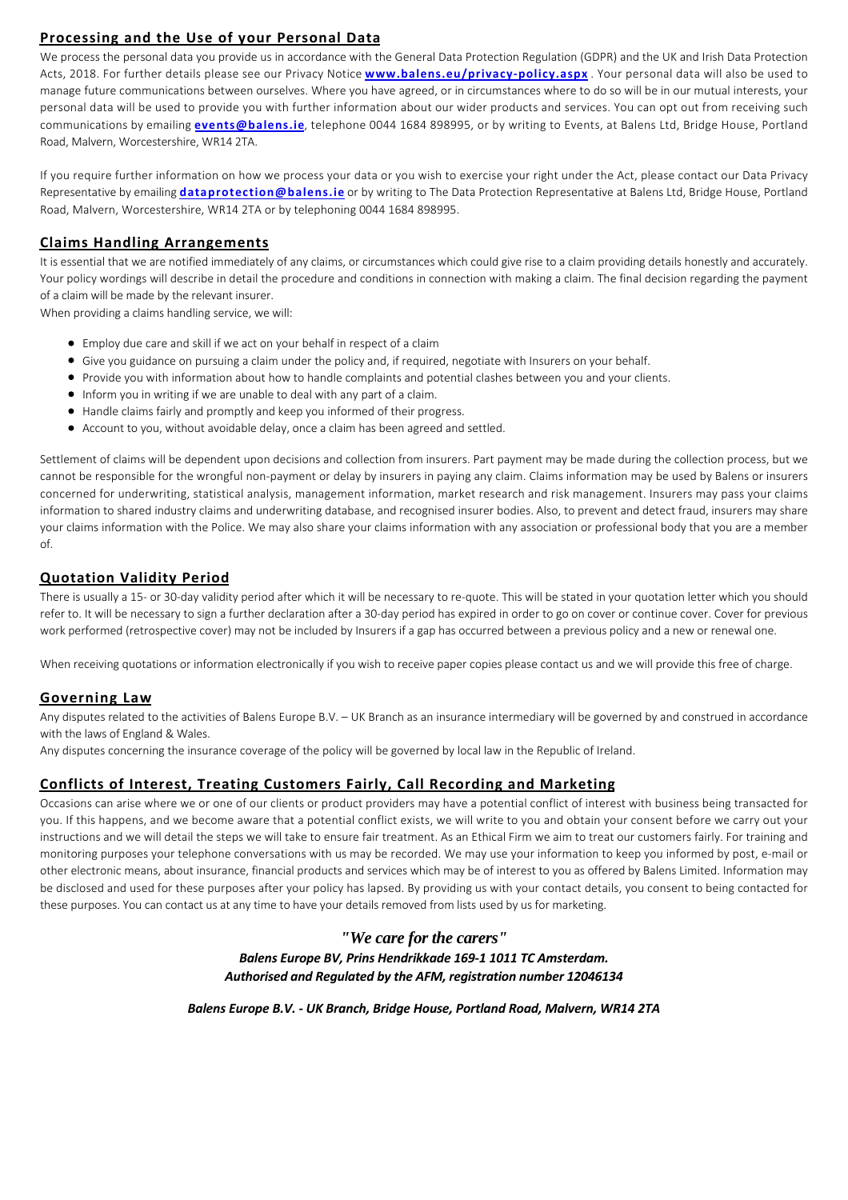## Processing and the Use of your Personal Data

We process the personal data you provide us in accordance with the General Data Protection Regulation (GDPR) and the UK and Irish Data Protection Acts, 2018. For further details please see our Privacy Notice **www.balens.eu/privacy-policy.aspx** . Your personal data will also be used to manage future communications between ourselves. Where you have agreed, or in circumstances where to do so will be in our mutual interests, your personal data will be used to provide you with further information about our wider products and services. You can opt out from receiving such communications by emailing **events@balens.ie**, telephone 0044 1684 898995, or by writing to Events, at Balens Ltd, Bridge House, Portland Road, Malvern, Worcestershire, WR14 2TA.

If you require further information on how we process your data or you wish to exercise your right under the Act, please contact our Data Privacy Representative by emailing **dataprotection@balens.ie** or by writing to The Data Protection Representative at Balens Ltd, Bridge House, Portland Road, Malvern, Worcestershire, WR14 2TA or by telephoning 0044 1684 898995.

## Claims Handling Arrangements

It is essential that we are notified immediately of any claims, or circumstances which could give rise to a claim providing details honestly and accurately. Your policy wordings will describe in detail the procedure and conditions in connection with making a claim. The final decision regarding the payment of a claim will be made by the relevant insurer.

When providing a claims handling service, we will:

- Employ due care and skill if we act on your behalf in respect of a claim
- Give you guidance on pursuing a claim under the policy and, if required, negotiate with Insurers on your behalf.
- Provide you with information about how to handle complaints and potential clashes between you and your clients.
- Inform you in writing if we are unable to deal with any part of a claim.
- Handle claims fairly and promptly and keep you informed of their progress.
- Account to you, without avoidable delay, once a claim has been agreed and settled.

Settlement of claims will be dependent upon decisions and collection from insurers. Part payment may be made during the collection process, but we cannot be responsible for the wrongful non-payment or delay by insurers in paying any claim. Claims information may be used by Balens or insurers concerned for underwriting, statistical analysis, management information, market research and risk management. Insurers may pass your claims information to shared industry claims and underwriting database, and recognised insurer bodies. Also, to prevent and detect fraud, insurers may share your claims information with the Police. We may also share your claims information with any association or professional body that you are a member of.

## Quotation Validity Period

There is usually a 15- or 30-day validity period after which it will be necessary to re-quote. This will be stated in your quotation letter which you should refer to. It will be necessary to sign a further declaration after a 30-day period has expired in order to go on cover or continue cover. Cover for previous work performed (retrospective cover) may not be included by Insurers if a gap has occurred between a previous policy and a new or renewal one.

When receiving quotations or information electronically if you wish to receive paper copies please contact us and we will provide this free of charge.

## Governing Law

Any disputes related to the activities of Balens Europe B.V. – UK Branch as an insurance intermediary will be governed by and construed in accordance with the laws of England & Wales.

Any disputes concerning the insurance coverage of the policy will be governed by local law in the Republic of Ireland.

## Conflicts of Interest, Treating Customers Fairly, Call Recording and Marketing

Occasions can arise where we or one of our clients or product providers may have a potential conflict of interest with business being transacted for you. If this happens, and we become aware that a potential conflict exists, we will write to you and obtain your consent before we carry out your instructions and we will detail the steps we will take to ensure fair treatment. As an Ethical Firm we aim to treat our customers fairly. For training and monitoring purposes your telephone conversations with us may be recorded. We may use your information to keep you informed by post, e-mail or other electronic means, about insurance, financial products and services which may be of interest to you as offered by Balens Limited. Information may be disclosed and used for these purposes after your policy has lapsed. By providing us with your contact details, you consent to being contacted for these purposes. You can contact us at any time to have your details removed from lists used by us for marketing.

***"We care for the carers"***

***Balens Europe BV, Prins Hendrikkade 169-1 1011 TC Amsterdam.***
***Authorised and Regulated by the AFM, registration number 12046134***

***Balens Europe B.V. - UK Branch, Bridge House, Portland Road, Malvern, WR14 2TA***